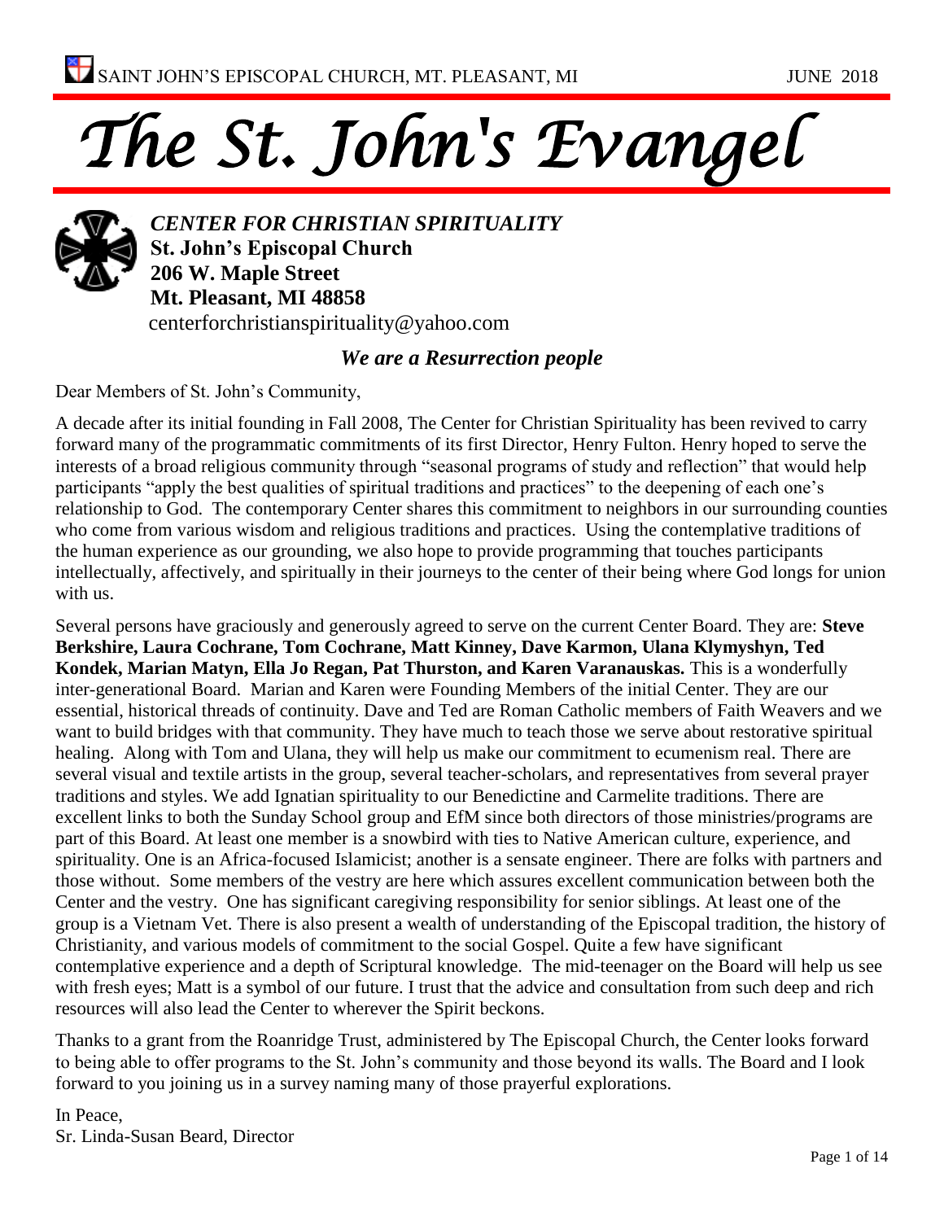SAINT JOHN'S EPISCOPAL CHURCH, MT. PLEASANT, MI JUNE 2018

# *The St. John's Evangel*

***CENTER FOR CHRISTIAN SPIRITUALITY***
**St. John's Episcopal Church**
**206 W. Maple Street**
**Mt. Pleasant, MI 48858**
centerforchristianspirituality@yahoo.com

## ***We are a Resurrection people***

Dear Members of St. John's Community,

A decade after its initial founding in Fall 2008, The Center for Christian Spirituality has been revived to carry forward many of the programmatic commitments of its first Director, Henry Fulton. Henry hoped to serve the interests of a broad religious community through "seasonal programs of study and reflection" that would help participants "apply the best qualities of spiritual traditions and practices" to the deepening of each one's relationship to God. The contemporary Center shares this commitment to neighbors in our surrounding counties who come from various wisdom and religious traditions and practices. Using the contemplative traditions of the human experience as our grounding, we also hope to provide programming that touches participants intellectually, affectively, and spiritually in their journeys to the center of their being where God longs for union with us.

Several persons have graciously and generously agreed to serve on the current Center Board. They are: **Steve Berkshire, Laura Cochrane, Tom Cochrane, Matt Kinney, Dave Karmon, Ulana Klymyshyn, Ted Kondek, Marian Matyn, Ella Jo Regan, Pat Thurston, and Karen Varanauskas.** This is a wonderfully inter-generational Board. Marian and Karen were Founding Members of the initial Center. They are our essential, historical threads of continuity. Dave and Ted are Roman Catholic members of Faith Weavers and we want to build bridges with that community. They have much to teach those we serve about restorative spiritual healing. Along with Tom and Ulana, they will help us make our commitment to ecumenism real. There are several visual and textile artists in the group, several teacher-scholars, and representatives from several prayer traditions and styles. We add Ignatian spirituality to our Benedictine and Carmelite traditions. There are excellent links to both the Sunday School group and EfM since both directors of those ministries/programs are part of this Board. At least one member is a snowbird with ties to Native American culture, experience, and spirituality. One is an Africa-focused Islamicist; another is a sensate engineer. There are folks with partners and those without. Some members of the vestry are here which assures excellent communication between both the Center and the vestry. One has significant caregiving responsibility for senior siblings. At least one of the group is a Vietnam Vet. There is also present a wealth of understanding of the Episcopal tradition, the history of Christianity, and various models of commitment to the social Gospel. Quite a few have significant contemplative experience and a depth of Scriptural knowledge. The mid-teenager on the Board will help us see with fresh eyes; Matt is a symbol of our future. I trust that the advice and consultation from such deep and rich resources will also lead the Center to wherever the Spirit beckons.

Thanks to a grant from the Roanridge Trust, administered by The Episcopal Church, the Center looks forward to being able to offer programs to the St. John's community and those beyond its walls. The Board and I look forward to you joining us in a survey naming many of those prayerful explorations.

In Peace,
Sr. Linda-Susan Beard, Director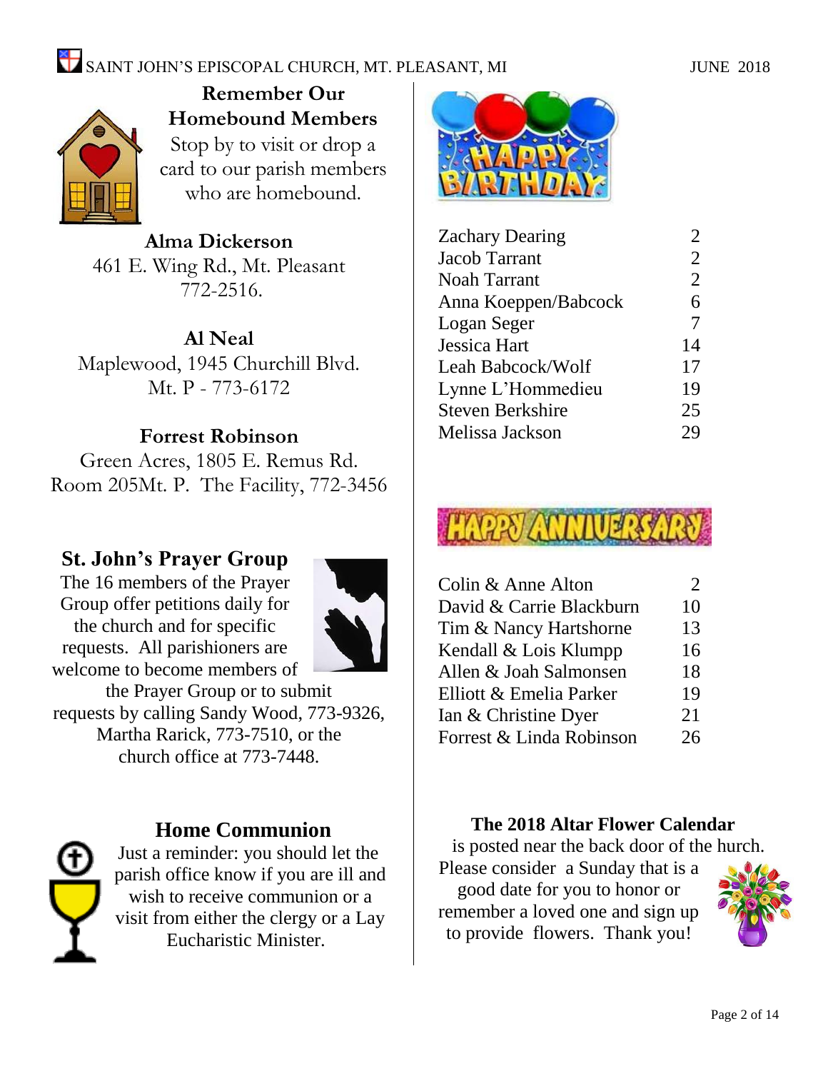## Remember Our Homebound Members

Stop by to visit or drop a card to our parish members who are homebound.

**Alma Dickerson**
461 E. Wing Rd., Mt. Pleasant
772-2516.

**Al Neal**
Maplewood, 1945 Churchill Blvd.
Mt. P - 773-6172

**Forrest Robinson**
Green Acres, 1805 E. Remus Rd.
Room 205Mt. P. The Facility, 772-3456

## St. John's Prayer Group

The 16 members of the Prayer Group offer petitions daily for the church and for specific requests. All parishioners are welcome to become members of the Prayer Group or to submit requests by calling Sandy Wood, 773-9326, Martha Rarick, 773-7510, or the church office at 773-7448.

## Home Communion

Just a reminder: you should let the parish office know if you are ill and wish to receive communion or a visit from either the clergy or a Lay Eucharistic Minister.

## HAPPY BIRTHDAY

| Name | Day |
|---|---|
| Zachary Dearing | 2 |
| Jacob Tarrant | 2 |
| Noah Tarrant | 2 |
| Anna Koeppen/Babcock | 6 |
| Logan Seger | 7 |
| Jessica Hart | 14 |
| Leah Babcock/Wolf | 17 |
| Lynne L'Hommedieu | 19 |
| Steven Berkshire | 25 |
| Melissa Jackson | 29 |

## HAPPY ANNIVERSARY

| Names | Day |
|---|---|
| Colin & Anne Alton | 2 |
| David & Carrie Blackburn | 10 |
| Tim & Nancy Hartshorne | 13 |
| Kendall & Lois Klumpp | 16 |
| Allen & Joah Salmonsen | 18 |
| Elliott & Emelia Parker | 19 |
| Ian & Christine Dyer | 21 |
| Forrest & Linda Robinson | 26 |

**The 2018 Altar Flower Calendar** is posted near the back door of the hurch. Please consider a Sunday that is a good date for you to honor or remember a loved one and sign up to provide flowers. Thank you!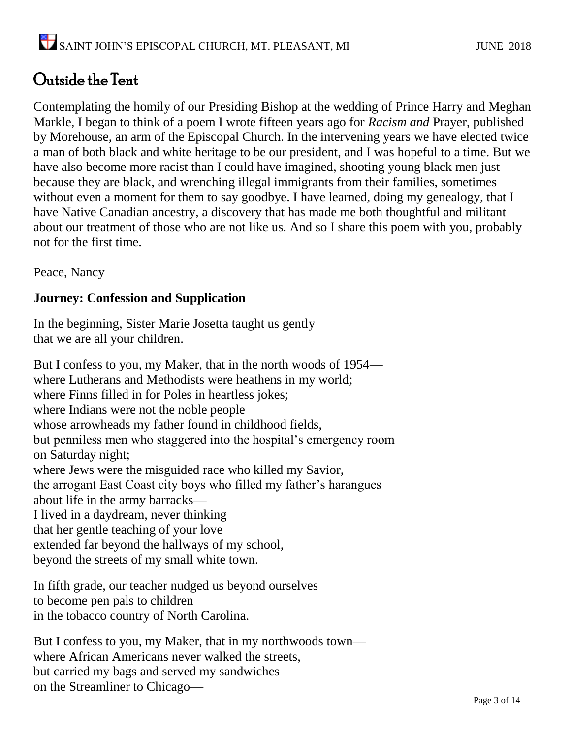# Outside the Tent

Contemplating the homily of our Presiding Bishop at the wedding of Prince Harry and Meghan Markle, I began to think of a poem I wrote fifteen years ago for *Racism and* Prayer, published by Morehouse, an arm of the Episcopal Church. In the intervening years we have elected twice a man of both black and white heritage to be our president, and I was hopeful to a time. But we have also become more racist than I could have imagined, shooting young black men just because they are black, and wrenching illegal immigrants from their families, sometimes without even a moment for them to say goodbye. I have learned, doing my genealogy, that I have Native Canadian ancestry, a discovery that has made me both thoughtful and militant about our treatment of those who are not like us. And so I share this poem with you, probably not for the first time.

Peace, Nancy

**Journey: Confession and Supplication**

In the beginning, Sister Marie Josetta taught us gently
that we are all your children.

But I confess to you, my Maker, that in the north woods of 1954—
where Lutherans and Methodists were heathens in my world;
where Finns filled in for Poles in heartless jokes;
where Indians were not the noble people
whose arrowheads my father found in childhood fields,
but penniless men who staggered into the hospital's emergency room
on Saturday night;
where Jews were the misguided race who killed my Savior,
the arrogant East Coast city boys who filled my father's harangues
about life in the army barracks—
I lived in a daydream, never thinking
that her gentle teaching of your love
extended far beyond the hallways of my school,
beyond the streets of my small white town.

In fifth grade, our teacher nudged us beyond ourselves
to become pen pals to children
in the tobacco country of North Carolina.

But I confess to you, my Maker, that in my northwoods town—
where African Americans never walked the streets,
but carried my bags and served my sandwiches
on the Streamliner to Chicago—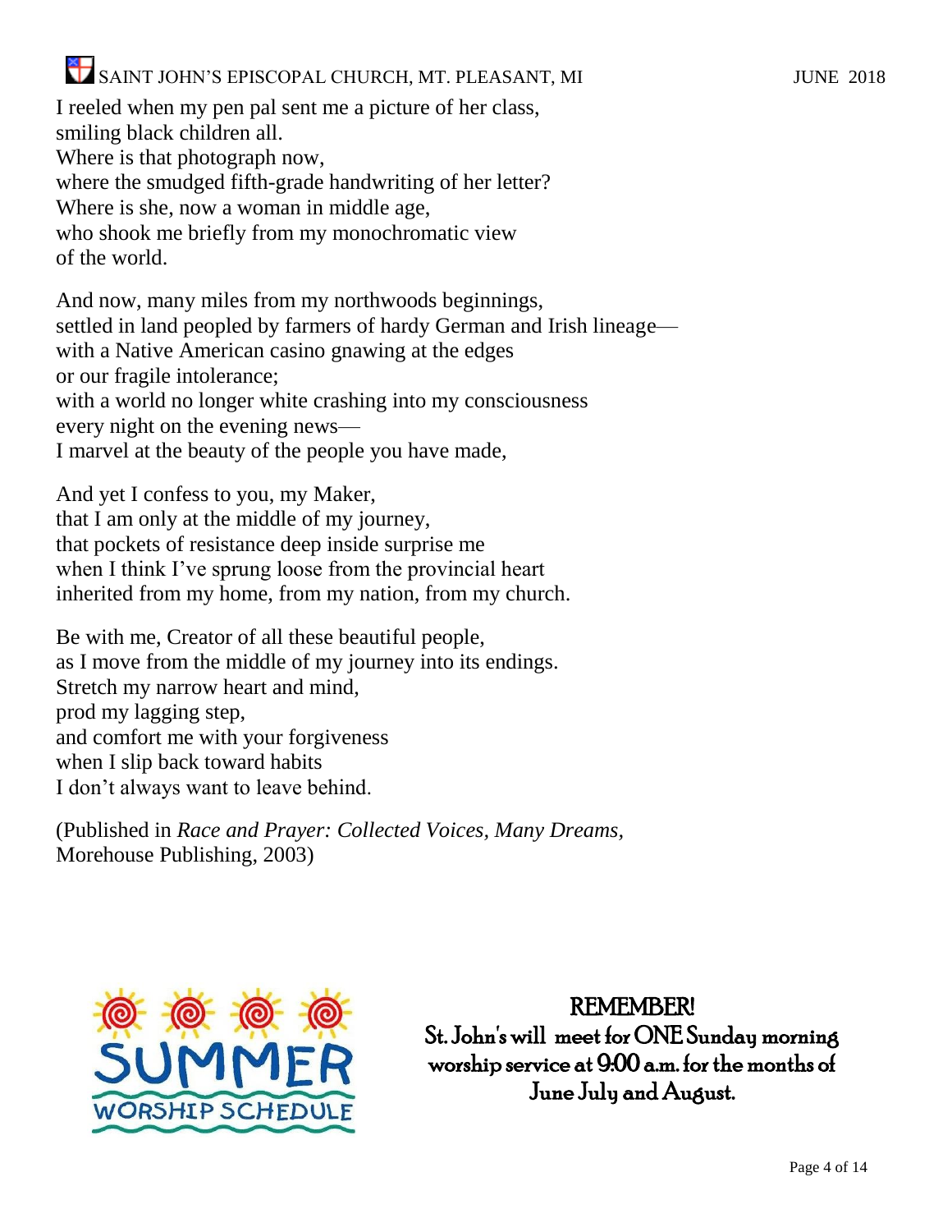I reeled when my pen pal sent me a picture of her class,  
smiling black children all.  
Where is that photograph now,  
where the smudged fifth-grade handwriting of her letter?  
Where is she, now a woman in middle age,  
who shook me briefly from my monochromatic view  
of the world.

And now, many miles from my northwoods beginnings,  
settled in land peopled by farmers of hardy German and Irish lineage—  
with a Native American casino gnawing at the edges  
or our fragile intolerance;  
with a world no longer white crashing into my consciousness  
every night on the evening news—  
I marvel at the beauty of the people you have made,

And yet I confess to you, my Maker,  
that I am only at the middle of my journey,  
that pockets of resistance deep inside surprise me  
when I think I've sprung loose from the provincial heart  
inherited from my home, from my nation, from my church.

Be with me, Creator of all these beautiful people,  
as I move from the middle of my journey into its endings.  
Stretch my narrow heart and mind,  
prod my lagging step,  
and comfort me with your forgiveness  
when I slip back toward habits  
I don't always want to leave behind.

(Published in *Race and Prayer: Collected Voices, Many Dreams*, Morehouse Publishing, 2003)

SUMMER WORSHIP SCHEDULE

**REMEMBER!**

**St. John's will meet for ONE Sunday morning worship service at 9:00 a.m. for the months of June July and August.**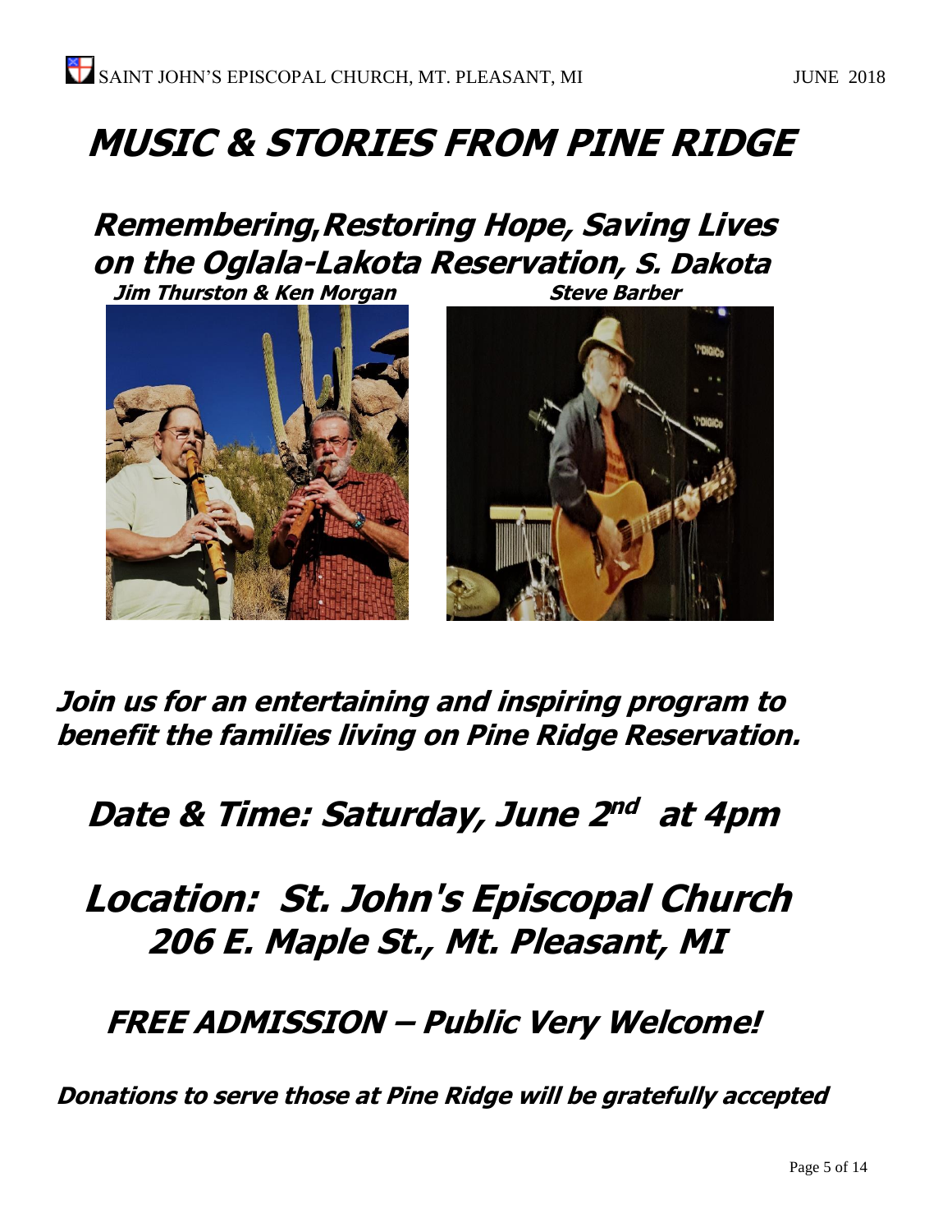# MUSIC & STORIES FROM PINE RIDGE

## Remembering,Restoring Hope, Saving Lives on the Oglala-Lakota Reservation, S. Dakota

**Jim Thurston & Ken Morgan**

**Steve Barber**

***Join us for an entertaining and inspiring program to benefit the families living on Pine Ridge Reservation.***

## Date & Time: Saturday, June 2nd at 4pm

## Location: St. John's Episcopal Church 206 E. Maple St., Mt. Pleasant, MI

## FREE ADMISSION – Public Very Welcome!

***Donations to serve those at Pine Ridge will be gratefully accepted***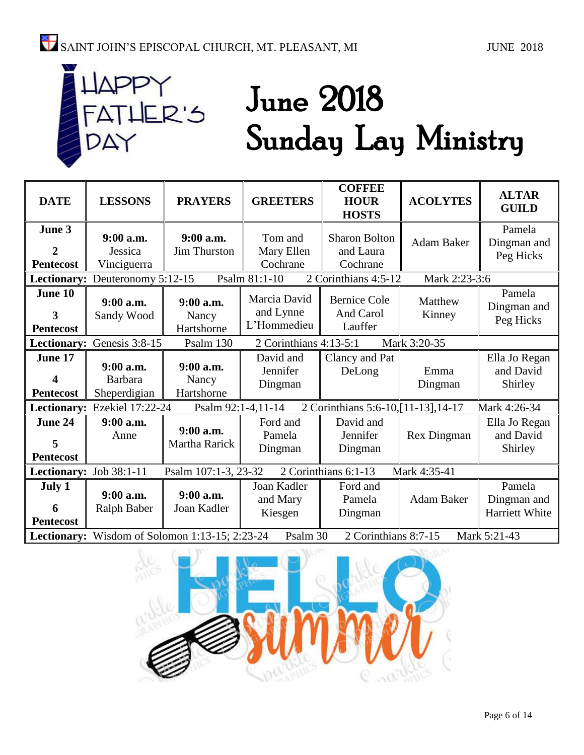Happy Father's Day

# June 2018 Sunday Lay Ministry

| DATE | LESSONS | PRAYERS | GREETERS | COFFEE HOUR HOSTS | ACOLYTES | ALTAR GUILD |
|---|---|---|---|---|---|---|
| **June 3** **2** **Pentecost** | **9:00 a.m.** Jessica Vinciguerra | **9:00 a.m.** Jim Thurston | Tom and Mary Ellen Cochrane | Sharon Bolton and Laura Cochrane | Adam Baker | Pamela Dingman and Peg Hicks |
| **Lectionary:** Deuteronomy 5:12-15 | Psalm 81:1-10 | 2 Corinthians 4:5-12 | Mark 2:23-3:6 | | | |
| **June 10** **3** **Pentecost** | **9:00 a.m.** Sandy Wood | **9:00 a.m.** Nancy Hartshorne | Marcia David and Lynne L'Hommedieu | Bernice Cole And Carol Lauffer | Matthew Kinney | Pamela Dingman and Peg Hicks |
| **Lectionary:** Genesis 3:8-15 | Psalm 130 | 2 Corinthians 4:13-5:1 | Mark 3:20-35 | | | |
| **June 17** **4** **Pentecost** | **9:00 a.m.** Barbara Sheperdigian | **9:00 a.m.** Nancy Hartshorne | David and Jennifer Dingman | Clancy and Pat DeLong | Emma Dingman | Ella Jo Regan and David Shirley |
| **Lectionary:** Ezekiel 17:22-24 | Psalm 92:1-4,11-14 | 2 Corinthians 5:6-10,[11-13],14-17 | Mark 4:26-34 | | | |
| **June 24** **5** **Pentecost** | **9:00 a.m.** Anne | **9:00 a.m.** Martha Rarick | Ford and Pamela Dingman | David and Jennifer Dingman | Rex Dingman | Ella Jo Regan and David Shirley |
| **Lectionary:** Job 38:1-11 | Psalm 107:1-3, 23-32 | 2 Corinthians 6:1-13 | Mark 4:35-41 | | | |
| **July 1** **6** **Pentecost** | **9:00 a.m.** Ralph Baber | **9:00 a.m.** Joan Kadler | Joan Kadler and Mary Kiesgen | Ford and Pamela Dingman | Adam Baker | Pamela Dingman and Harriett White |
| **Lectionary:** Wisdom of Solomon 1:13-15; 2:23-24 | Psalm 30 | 2 Corinthians 8:7-15 | Mark 5:21-43 | | | |

HELLO summer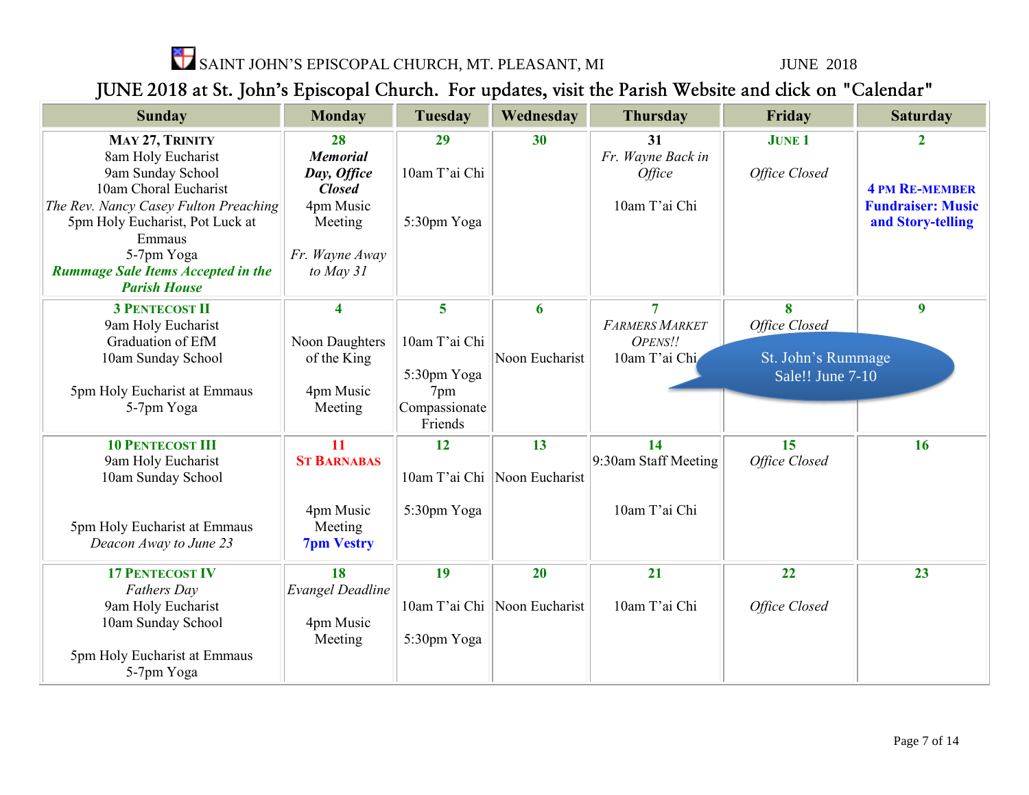SAINT JOHN'S EPISCOPAL CHURCH, MT. PLEASANT, MI — JUNE 2018

## JUNE 2018 at St. John's Episcopal Church. For updates, visit the Parish Website and click on "Calendar"

| Sunday | Monday | Tuesday | Wednesday | Thursday | Friday | Saturday |
|---|---|---|---|---|---|---|
| **MAY 27, TRINITY**<br>8am Holy Eucharist<br>9am Sunday School<br>10am Choral Eucharist<br>*The Rev. Nancy Casey Fulton Preaching*<br>5pm Holy Eucharist, Pot Luck at Emmaus<br>5-7pm Yoga<br>***Rummage Sale Items Accepted in the Parish House*** | **28**<br>***Memorial Day, Office Closed***<br>4pm Music Meeting<br>*Fr. Wayne Away to May 31* | **29**<br>10am T'ai Chi<br>5:30pm Yoga | **30** | **31**<br>*Fr. Wayne Back in Office*<br>10am T'ai Chi | **JUNE 1**<br>*Office Closed* | **2**<br>**4 PM RE-MEMBER Fundraiser: Music and Story-telling** |
| **3 PENTECOST II**<br>9am Holy Eucharist<br>Graduation of EfM<br>10am Sunday School<br>5pm Holy Eucharist at Emmaus<br>5-7pm Yoga | **4**<br>Noon Daughters of the King<br>4pm Music Meeting | **5**<br>10am T'ai Chi<br>5:30pm Yoga<br>7pm Compassionate Friends | **6**<br>Noon Eucharist | **7**<br>*FARMERS MARKET OPENS!!*<br>10am T'ai Chi | **8**<br>*Office Closed*<br>St. John's Rummage Sale!! June 7-10 | **9** |
| **10 PENTECOST III**<br>9am Holy Eucharist<br>10am Sunday School<br>5pm Holy Eucharist at Emmaus<br>*Deacon Away to June 23* | **11**<br>**ST BARNABAS**<br>4pm Music Meeting<br>**7pm Vestry** | **12**<br>10am T'ai Chi<br>5:30pm Yoga | **13**<br>Noon Eucharist | **14**<br>9:30am Staff Meeting<br>10am T'ai Chi | **15**<br>*Office Closed* | **16** |
| **17 PENTECOST IV**<br>*Fathers Day*<br>9am Holy Eucharist<br>10am Sunday School<br>5pm Holy Eucharist at Emmaus<br>5-7pm Yoga | **18**<br>*Evangel Deadline*<br>4pm Music Meeting | **19**<br>10am T'ai Chi<br>5:30pm Yoga | **20**<br>Noon Eucharist | **21**<br>10am T'ai Chi | **22**<br>*Office Closed* | **23** |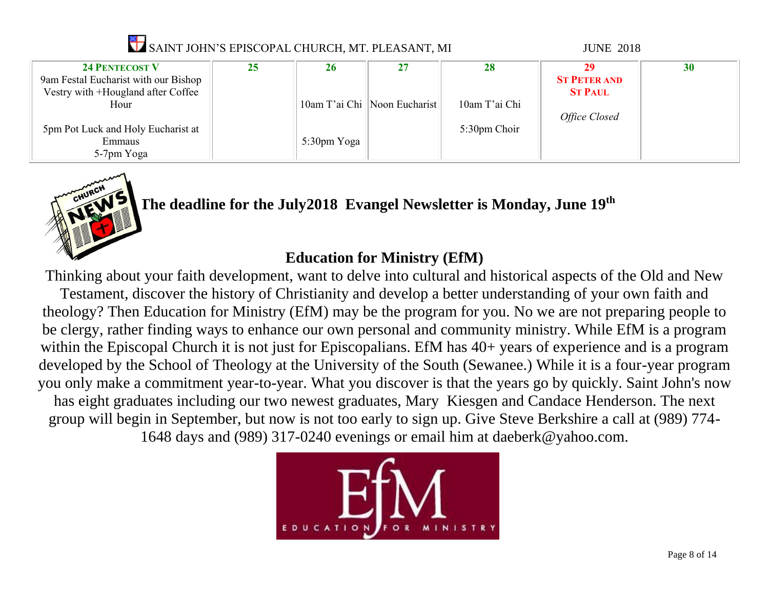SAINT JOHN'S EPISCOPAL CHURCH, MT. PLEASANT, MI JUNE 2018

| 24 PENTECOST V | 25 | 26 | 27 | 28 | 29 ST PETER AND ST PAUL | 30 |
|---|---|---|---|---|---|---|
| 9am Festal Eucharist with our Bishop<br>Vestry with +Hougland after Coffee Hour<br><br>5pm Pot Luck and Holy Eucharist at Emmaus<br>5-7pm Yoga | | 10am T'ai Chi<br><br>5:30pm Yoga | Noon Eucharist | 10am T'ai Chi<br><br>5:30pm Choir | *Office Closed* | |

**The deadline for the July2018 Evangel Newsletter is Monday, June 19th**

## Education for Ministry (EfM)

Thinking about your faith development, want to delve into cultural and historical aspects of the Old and New Testament, discover the history of Christianity and develop a better understanding of your own faith and theology? Then Education for Ministry (EfM) may be the program for you. No we are not preparing people to be clergy, rather finding ways to enhance our own personal and community ministry. While EfM is a program within the Episcopal Church it is not just for Episcopalians. EfM has 40+ years of experience and is a program developed by the School of Theology at the University of the South (Sewanee.) While it is a four-year program you only make a commitment year-to-year. What you discover is that the years go by quickly. Saint John's now has eight graduates including our two newest graduates, Mary Kiesgen and Candace Henderson. The next group will begin in September, but now is not too early to sign up. Give Steve Berkshire a call at (989) 774-1648 days and (989) 317-0240 evenings or email him at daeberk@yahoo.com.

EfM
EDUCATION FOR MINISTRY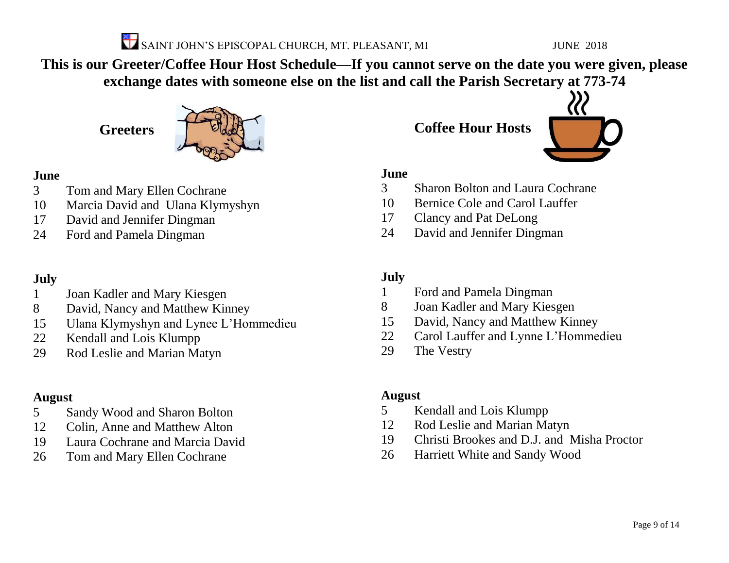This is our Greeter/Coffee Hour Host Schedule—If you cannot serve on the date you were given, please exchange dates with someone else on the list and call the Parish Secretary at 773-74

## Greeters

**June**

3 Tom and Mary Ellen Cochrane
10 Marcia David and Ulana Klymyshyn
17 David and Jennifer Dingman
24 Ford and Pamela Dingman

**July**

1 Joan Kadler and Mary Kiesgen
8 David, Nancy and Matthew Kinney
15 Ulana Klymyshyn and Lynee L'Hommedieu
22 Kendall and Lois Klumpp
29 Rod Leslie and Marian Matyn

**August**

5 Sandy Wood and Sharon Bolton
12 Colin, Anne and Matthew Alton
19 Laura Cochrane and Marcia David
26 Tom and Mary Ellen Cochrane

## Coffee Hour Hosts

**June**

3 Sharon Bolton and Laura Cochrane
10 Bernice Cole and Carol Lauffer
17 Clancy and Pat DeLong
24 David and Jennifer Dingman

**July**

1 Ford and Pamela Dingman
8 Joan Kadler and Mary Kiesgen
15 David, Nancy and Matthew Kinney
22 Carol Lauffer and Lynne L'Hommedieu
29 The Vestry

**August**

5 Kendall and Lois Klumpp
12 Rod Leslie and Marian Matyn
19 Christi Brookes and D.J. and Misha Proctor
26 Harriett White and Sandy Wood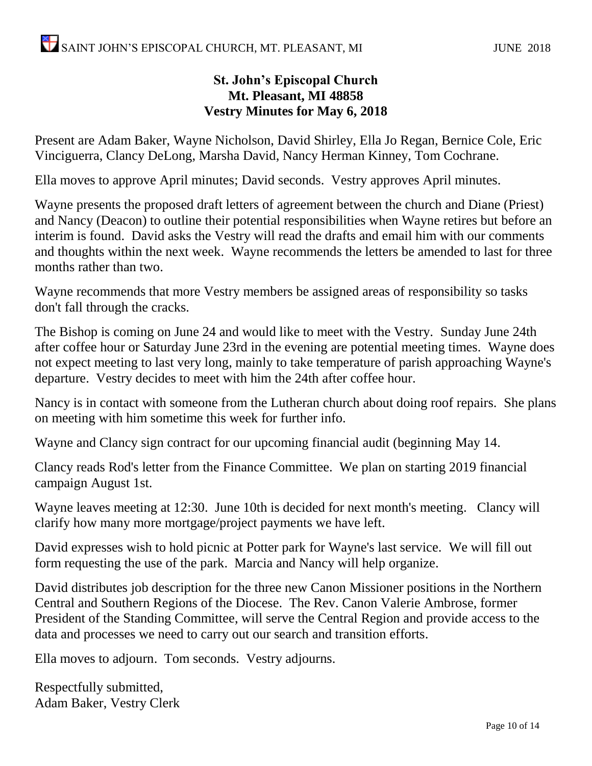**St. John's Episcopal Church**
**Mt. Pleasant, MI 48858**
**Vestry Minutes for May 6, 2018**

Present are Adam Baker, Wayne Nicholson, David Shirley, Ella Jo Regan, Bernice Cole, Eric Vinciguerra, Clancy DeLong, Marsha David, Nancy Herman Kinney, Tom Cochrane.

Ella moves to approve April minutes; David seconds. Vestry approves April minutes.

Wayne presents the proposed draft letters of agreement between the church and Diane (Priest) and Nancy (Deacon) to outline their potential responsibilities when Wayne retires but before an interim is found. David asks the Vestry will read the drafts and email him with our comments and thoughts within the next week. Wayne recommends the letters be amended to last for three months rather than two.

Wayne recommends that more Vestry members be assigned areas of responsibility so tasks don't fall through the cracks.

The Bishop is coming on June 24 and would like to meet with the Vestry. Sunday June 24th after coffee hour or Saturday June 23rd in the evening are potential meeting times. Wayne does not expect meeting to last very long, mainly to take temperature of parish approaching Wayne's departure. Vestry decides to meet with him the 24th after coffee hour.

Nancy is in contact with someone from the Lutheran church about doing roof repairs. She plans on meeting with him sometime this week for further info.

Wayne and Clancy sign contract for our upcoming financial audit (beginning May 14.

Clancy reads Rod's letter from the Finance Committee. We plan on starting 2019 financial campaign August 1st.

Wayne leaves meeting at 12:30. June 10th is decided for next month's meeting. Clancy will clarify how many more mortgage/project payments we have left.

David expresses wish to hold picnic at Potter park for Wayne's last service. We will fill out form requesting the use of the park. Marcia and Nancy will help organize.

David distributes job description for the three new Canon Missioner positions in the Northern Central and Southern Regions of the Diocese. The Rev. Canon Valerie Ambrose, former President of the Standing Committee, will serve the Central Region and provide access to the data and processes we need to carry out our search and transition efforts.

Ella moves to adjourn. Tom seconds. Vestry adjourns.

Respectfully submitted,
Adam Baker, Vestry Clerk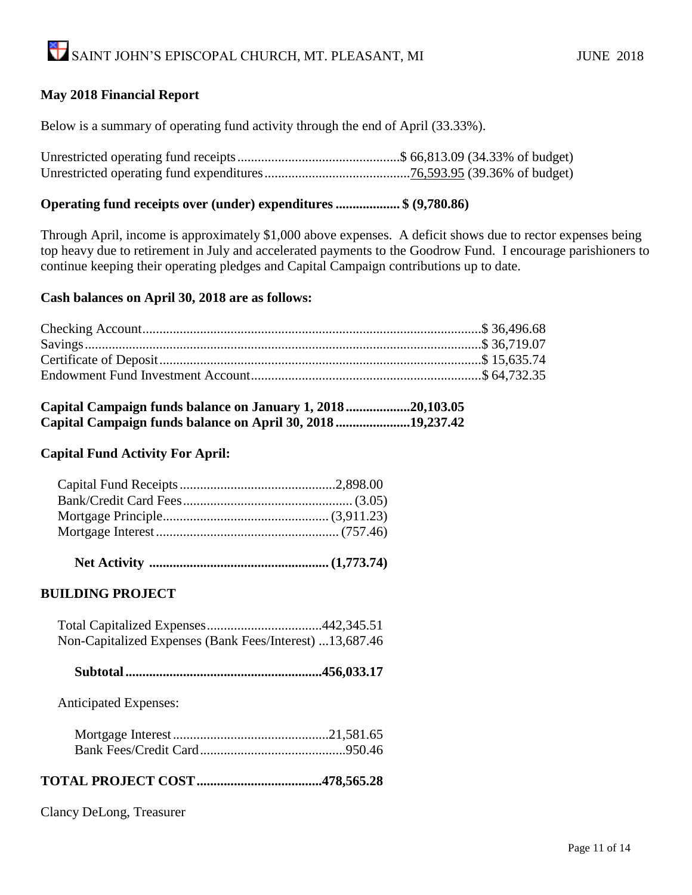**May 2018 Financial Report**

Below is a summary of operating fund activity through the end of April (33.33%).

| | | |
|---|---|---|
| Unrestricted operating fund receipts | $ 66,813.09 | (34.33% of budget) |
| Unrestricted operating fund expenditures | 76,593.95 | (39.36% of budget) |

**Operating fund receipts over (under) expenditures .................. $ (9,780.86)**

Through April, income is approximately $1,000 above expenses. A deficit shows due to rector expenses being top heavy due to retirement in July and accelerated payments to the Goodrow Fund. I encourage parishioners to continue keeping their operating pledges and Capital Campaign contributions up to date.

**Cash balances on April 30, 2018 are as follows:**

| | |
|---|---|
| Checking Account | $ 36,496.68 |
| Savings | $ 36,719.07 |
| Certificate of Deposit | $ 15,635.74 |
| Endowment Fund Investment Account | $ 64,732.35 |

**Capital Campaign funds balance on January 1, 2018 ..................20,103.05**
**Capital Campaign funds balance on April 30, 2018 .....................19,237.42**

**Capital Fund Activity For April:**

| | |
|---|---|
| Capital Fund Receipts | 2,898.00 |
| Bank/Credit Card Fees | (3.05) |
| Mortgage Principle | (3,911.23) |
| Mortgage Interest | (757.46) |
| **Net Activity** | **(1,773.74)** |

**BUILDING PROJECT**

| | |
|---|---|
| Total Capitalized Expenses | 442,345.51 |
| Non-Capitalized Expenses (Bank Fees/Interest) | 13,687.46 |
| **Subtotal** | **456,033.17** |

Anticipated Expenses:

| | |
|---|---|
| Mortgage Interest | 21,581.65 |
| Bank Fees/Credit Card | 950.46 |

**TOTAL PROJECT COST ....................................478,565.28**

Clancy DeLong, Treasurer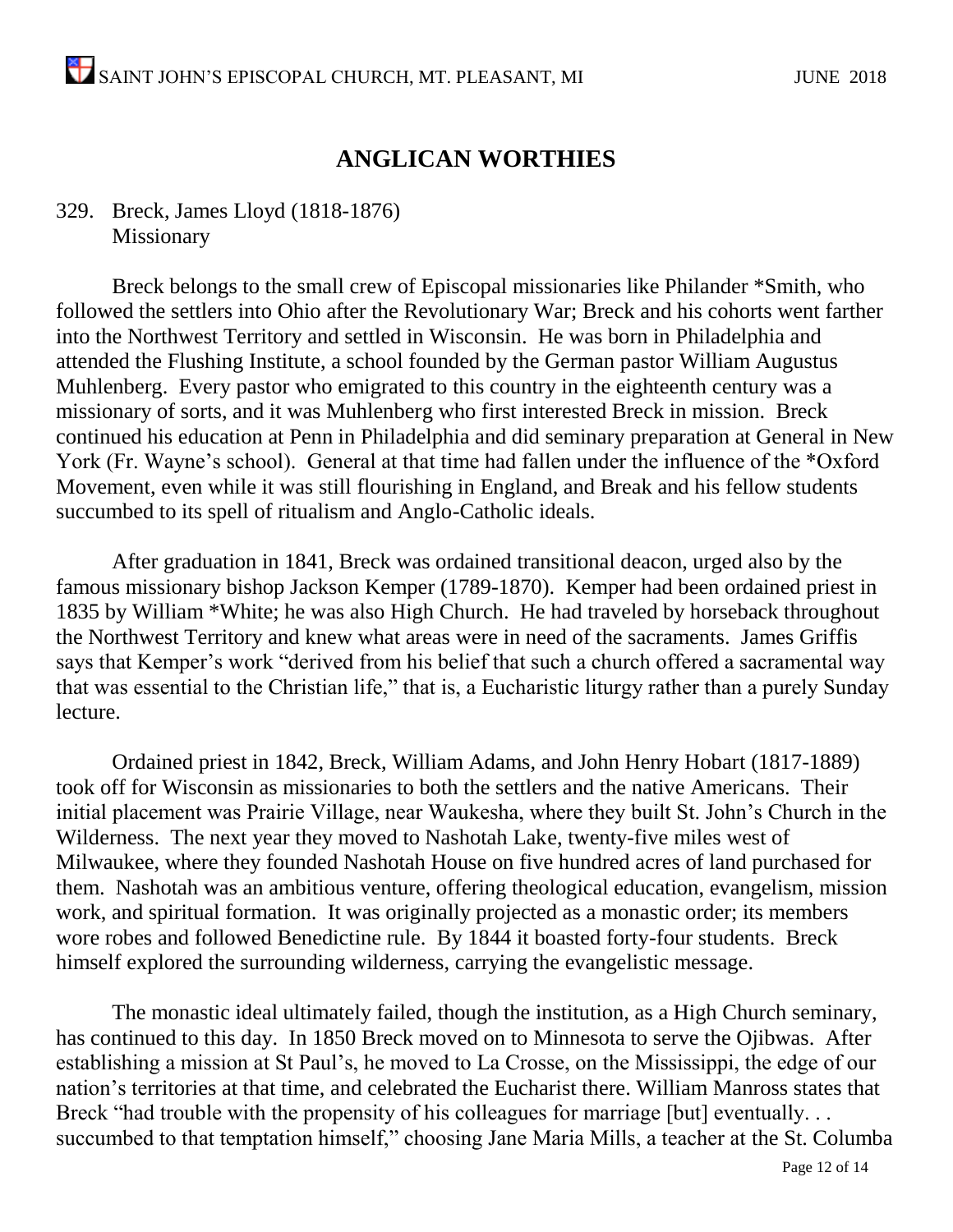## ANGLICAN WORTHIES

329. Breck, James Lloyd (1818-1876)
Missionary

Breck belongs to the small crew of Episcopal missionaries like Philander *Smith, who followed the settlers into Ohio after the Revolutionary War; Breck and his cohorts went farther into the Northwest Territory and settled in Wisconsin. He was born in Philadelphia and attended the Flushing Institute, a school founded by the German pastor William Augustus Muhlenberg. Every pastor who emigrated to this country in the eighteenth century was a missionary of sorts, and it was Muhlenberg who first interested Breck in mission. Breck continued his education at Penn in Philadelphia and did seminary preparation at General in New York (Fr. Wayne's school). General at that time had fallen under the influence of the *Oxford Movement, even while it was still flourishing in England, and Break and his fellow students succumbed to its spell of ritualism and Anglo-Catholic ideals.

After graduation in 1841, Breck was ordained transitional deacon, urged also by the famous missionary bishop Jackson Kemper (1789-1870). Kemper had been ordained priest in 1835 by William *White; he was also High Church. He had traveled by horseback throughout the Northwest Territory and knew what areas were in need of the sacraments. James Griffis says that Kemper's work "derived from his belief that such a church offered a sacramental way that was essential to the Christian life," that is, a Eucharistic liturgy rather than a purely Sunday lecture.

Ordained priest in 1842, Breck, William Adams, and John Henry Hobart (1817-1889) took off for Wisconsin as missionaries to both the settlers and the native Americans. Their initial placement was Prairie Village, near Waukesha, where they built St. John's Church in the Wilderness. The next year they moved to Nashotah Lake, twenty-five miles west of Milwaukee, where they founded Nashotah House on five hundred acres of land purchased for them. Nashotah was an ambitious venture, offering theological education, evangelism, mission work, and spiritual formation. It was originally projected as a monastic order; its members wore robes and followed Benedictine rule. By 1844 it boasted forty-four students. Breck himself explored the surrounding wilderness, carrying the evangelistic message.

The monastic ideal ultimately failed, though the institution, as a High Church seminary, has continued to this day. In 1850 Breck moved on to Minnesota to serve the Ojibwas. After establishing a mission at St Paul's, he moved to La Crosse, on the Mississippi, the edge of our nation's territories at that time, and celebrated the Eucharist there. William Manross states that Breck "had trouble with the propensity of his colleagues for marriage [but] eventually. . . succumbed to that temptation himself," choosing Jane Maria Mills, a teacher at the St. Columba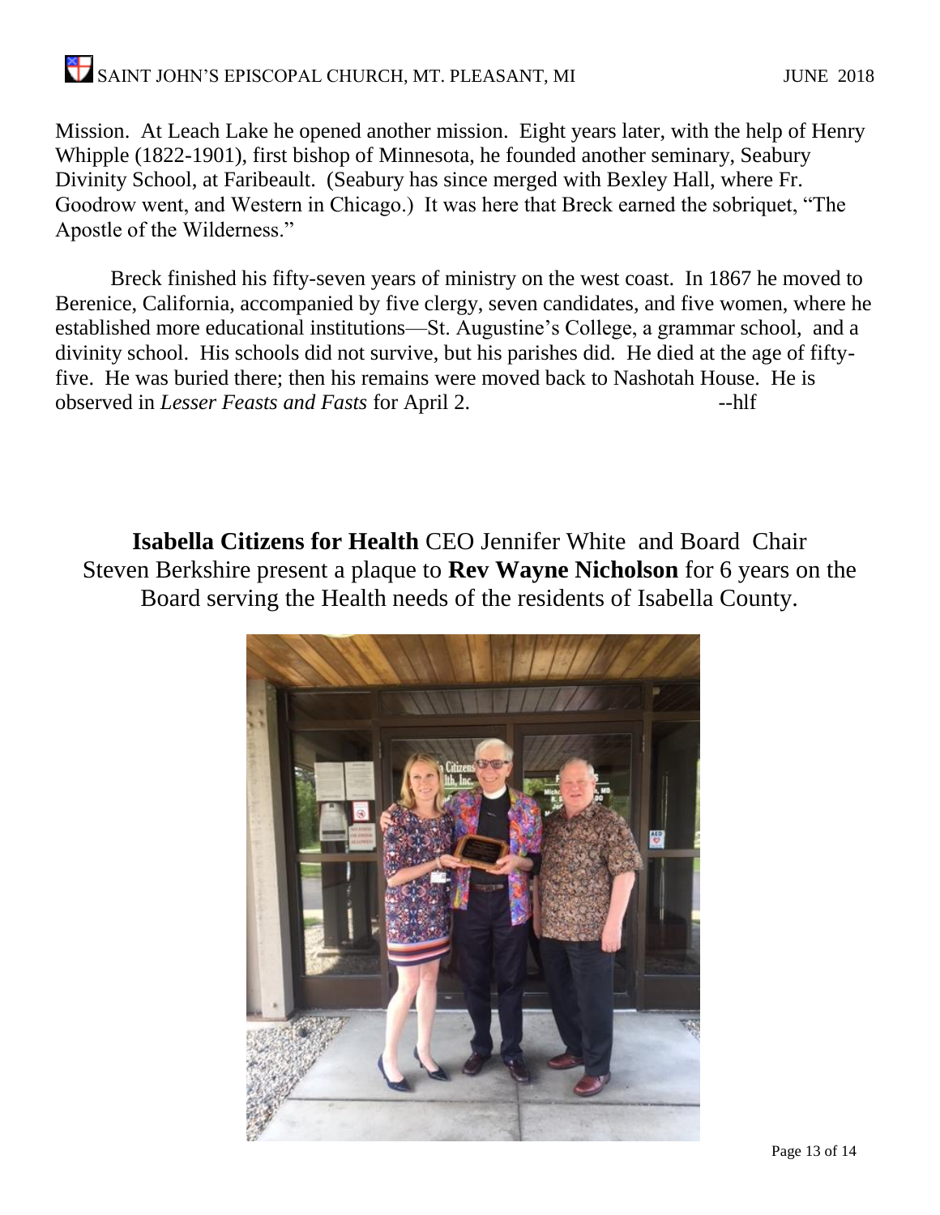Mission. At Leach Lake he opened another mission. Eight years later, with the help of Henry Whipple (1822-1901), first bishop of Minnesota, he founded another seminary, Seabury Divinity School, at Faribeault. (Seabury has since merged with Bexley Hall, where Fr. Goodrow went, and Western in Chicago.) It was here that Breck earned the sobriquet, “The Apostle of the Wilderness.”

Breck finished his fifty-seven years of ministry on the west coast. In 1867 he moved to Berenice, California, accompanied by five clergy, seven candidates, and five women, where he established more educational institutions—St. Augustine’s College, a grammar school, and a divinity school. His schools did not survive, but his parishes did. He died at the age of fifty-five. He was buried there; then his remains were moved back to Nashotah House. He is observed in *Lesser Feasts and Fasts* for April 2. --hlf

**Isabella Citizens for Health** CEO Jennifer White and Board Chair Steven Berkshire present a plaque to **Rev Wayne Nicholson** for 6 years on the Board serving the Health needs of the residents of Isabella County.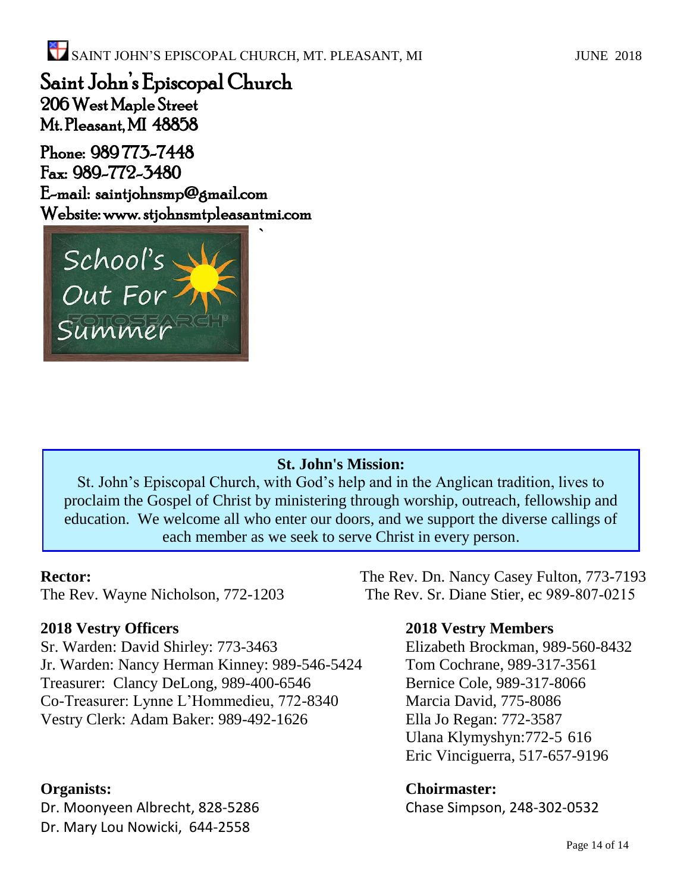# Saint John's Episcopal Church

206 West Maple Street
Mt. Pleasant, MI 48858

Phone: 989 773-7448
Fax: 989-772-3480
E-mail: saintjohnsmp@gmail.com
Website: www.stjohnsmtpleasantmi.com

**St. John's Mission:**

St. John's Episcopal Church, with God's help and in the Anglican tradition, lives to proclaim the Gospel of Christ by ministering through worship, outreach, fellowship and education. We welcome all who enter our doors, and we support the diverse callings of each member as we seek to serve Christ in every person.

**Rector:**
The Rev. Wayne Nicholson, 772-1203

The Rev. Dn. Nancy Casey Fulton, 773-7193
The Rev. Sr. Diane Stier, ec 989-807-0215

**2018 Vestry Officers**
Sr. Warden: David Shirley: 773-3463
Jr. Warden: Nancy Herman Kinney: 989-546-5424
Treasurer: Clancy DeLong, 989-400-6546
Co-Treasurer: Lynne L'Hommedieu, 772-8340
Vestry Clerk: Adam Baker: 989-492-1626

**2018 Vestry Members**
Elizabeth Brockman, 989-560-8432
Tom Cochrane, 989-317-3561
Bernice Cole, 989-317-8066
Marcia David, 775-8086
Ella Jo Regan: 772-3587
Ulana Klymyshyn:772-5 616
Eric Vinciguerra, 517-657-9196

**Organists:**
Dr. Moonyeen Albrecht, 828-5286
Dr. Mary Lou Nowicki, 644-2558

**Choirmaster:**
Chase Simpson, 248-302-0532